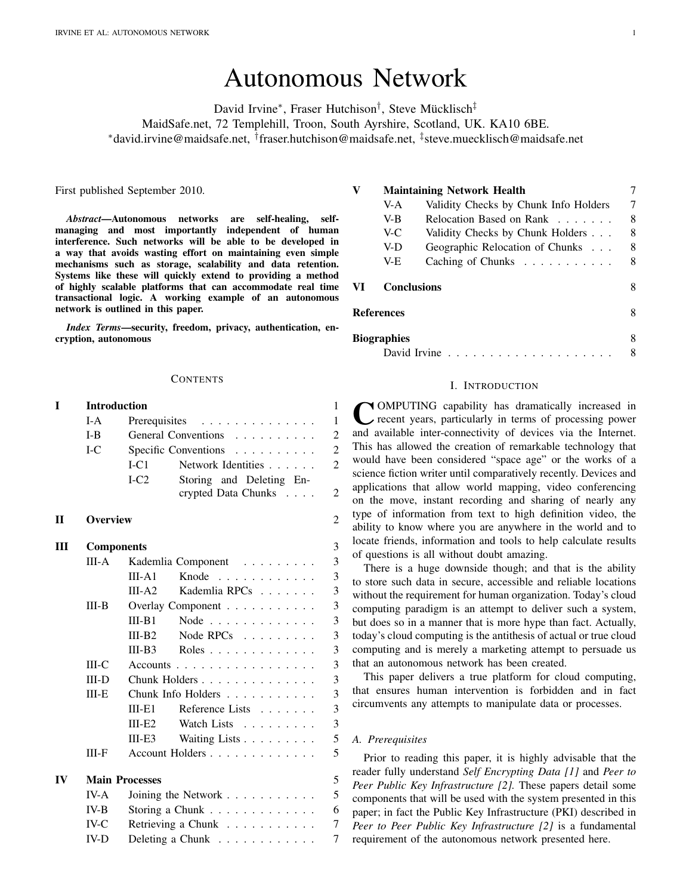# Autonomous Network

David Irvine*, Fraser Hutchison†, Steve Mücklisch‡

MaidSafe.net, 72 Templehill, Troon, South Ayrshire, Scotland, UK. KA10 6BE.

*david.irvine@maidsafe.net, †fraser.hutchison@maidsafe.net, ‡steve.muecklisch@maidsafe.net

First published September 2010.

***Abstract*—Autonomous networks are self-healing, self-managing and most importantly independent of human interference. Such networks will be able to be developed in a way that avoids wasting effort on maintaining even simple mechanisms such as storage, scalability and data retention. Systems like these will quickly extend to providing a method of highly scalable platforms that can accommodate real time transactional logic. A working example of an autonomous network is outlined in this paper.**

***Index Terms*—security, freedom, privacy, authentication, encryption, autonomous**

## Contents

| | | | |
|---|---|---|---|
| **I** | **Introduction** | | **1** |
| | I-A | Prerequisites | 1 |
| | I-B | General Conventions | 2 |
| | I-C | Specific Conventions | 2 |
| | | I-C1 Network Identities | 2 |
| | | I-C2 Storing and Deleting Encrypted Data Chunks | 2 |
| **II** | **Overview** | | **2** |
| **III** | **Components** | | **3** |
| | III-A | Kademlia Component | 3 |
| | | III-A1 Knode | 3 |
| | | III-A2 Kademlia RPCs | 3 |
| | III-B | Overlay Component | 3 |
| | | III-B1 Node | 3 |
| | | III-B2 Node RPCs | 3 |
| | | III-B3 Roles | 3 |
| | III-C | Accounts | 3 |
| | III-D | Chunk Holders | 3 |
| | III-E | Chunk Info Holders | 3 |
| | | III-E1 Reference Lists | 3 |
| | | III-E2 Watch Lists | 3 |
| | | III-E3 Waiting Lists | 5 |
| | III-F | Account Holders | 5 |
| **IV** | **Main Processes** | | **5** |
| | IV-A | Joining the Network | 5 |
| | IV-B | Storing a Chunk | 6 |
| | IV-C | Retrieving a Chunk | 7 |
| | IV-D | Deleting a Chunk | 7 |
| **V** | **Maintaining Network Health** | | **7** |
| | V-A | Validity Checks by Chunk Info Holders | 7 |
| | V-B | Relocation Based on Rank | 8 |
| | V-C | Validity Checks by Chunk Holders | 8 |
| | V-D | Geographic Relocation of Chunks | 8 |
| | V-E | Caching of Chunks | 8 |
| **VI** | **Conclusions** | | **8** |
| **References** | | | **8** |
| **Biographies** | | | **8** |
| | David Irvine | | 8 |

## I. Introduction

Computing capability has dramatically increased in recent years, particularly in terms of processing power and available inter-connectivity of devices via the Internet. This has allowed the creation of remarkable technology that would have been considered "space age" or the works of a science fiction writer until comparatively recently. Devices and applications that allow world mapping, video conferencing on the move, instant recording and sharing of nearly any type of information from text to high definition video, the ability to know where you are anywhere in the world and to locate friends, information and tools to help calculate results of questions is all without doubt amazing.

There is a huge downside though; and that is the ability to store such data in secure, accessible and reliable locations without the requirement for human organization. Today's cloud computing paradigm is an attempt to deliver such a system, but does so in a manner that is more hype than fact. Actually, today's cloud computing is the antithesis of actual or true cloud computing and is merely a marketing attempt to persuade us that an autonomous network has been created.

This paper delivers a true platform for cloud computing, that ensures human intervention is forbidden and in fact circumvents any attempts to manipulate data or processes.

### A. Prerequisites

Prior to reading this paper, it is highly advisable that the reader fully understand *Self Encrypting Data [1]* and *Peer to Peer Public Key Infrastructure [2]*. These papers detail some components that will be used with the system presented in this paper; in fact the Public Key Infrastructure (PKI) described in *Peer to Peer Public Key Infrastructure [2]* is a fundamental requirement of the autonomous network presented here.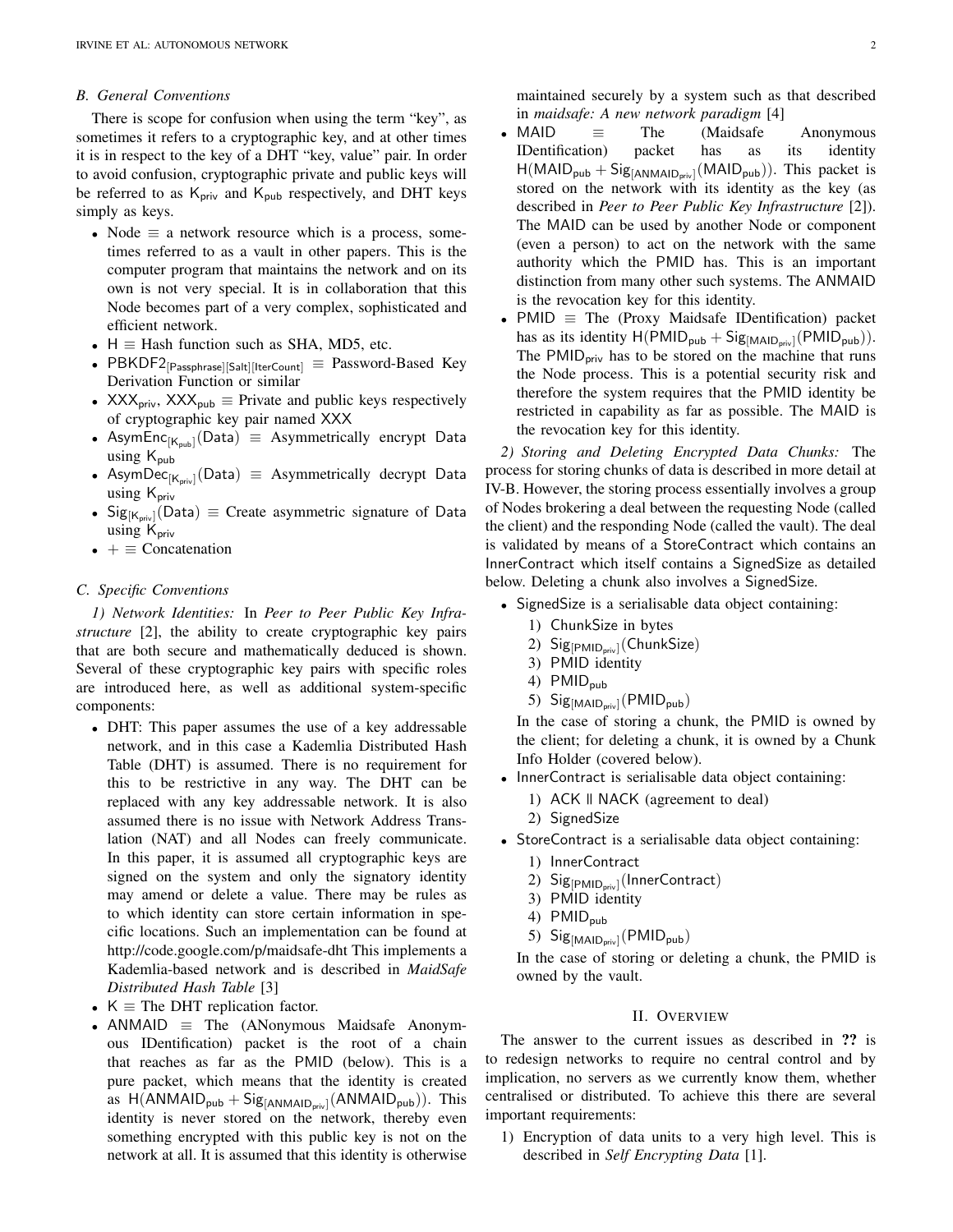## B. General Conventions

There is scope for confusion when using the term "key", as sometimes it refers to a cryptographic key, and at other times it is in respect to the key of a DHT "key, value" pair. In order to avoid confusion, cryptographic private and public keys will be referred to as $\mathsf{K_{priv}}$ and $\mathsf{K_{pub}}$ respectively, and DHT keys simply as keys.

- Node ≡ a network resource which is a process, sometimes referred to as a vault in other papers. This is the computer program that maintains the network and on its own is not very special. It is in collaboration that this Node becomes part of a very complex, sophisticated and efficient network.
- H ≡ Hash function such as SHA, MD5, etc.
- $\mathsf{PBKDF2_{[Passphrase][Salt][IterCount]}}$ ≡ Password-Based Key Derivation Function or similar
- $\mathsf{XXX_{priv}}$, $\mathsf{XXX_{pub}}$ ≡ Private and public keys respectively of cryptographic key pair named XXX
- $\mathsf{AsymEnc_{[K_{pub}]}(Data)}$ ≡ Asymmetrically encrypt Data using $\mathsf{K_{pub}}$
- $\mathsf{AsymDec_{[K_{priv}]}(Data)}$ ≡ Asymmetrically decrypt Data using $\mathsf{K_{priv}}$
- $\mathsf{Sig_{[K_{priv}]}(Data)}$ ≡ Create asymmetric signature of Data using $\mathsf{K_{priv}}$
- $+$ ≡ Concatenation

## C. Specific Conventions

*1) Network Identities:* In *Peer to Peer Public Key Infrastructure* [2], the ability to create cryptographic key pairs that are both secure and mathematically deduced is shown. Several of these cryptographic key pairs with specific roles are introduced here, as well as additional system-specific components:

- DHT: This paper assumes the use of a key addressable network, and in this case a Kademlia Distributed Hash Table (DHT) is assumed. There is no requirement for this to be restrictive in any way. The DHT can be replaced with any key addressable network. It is also assumed there is no issue with Network Address Translation (NAT) and all Nodes can freely communicate. In this paper, it is assumed all cryptographic keys are signed on the system and only the signatory identity may amend or delete a value. There may be rules as to which identity can store certain information in specific locations. Such an implementation can be found at http://code.google.com/p/maidsafe-dht This implements a Kademlia-based network and is described in *MaidSafe Distributed Hash Table* [3]
- K ≡ The DHT replication factor.
- ANMAID ≡ The (ANonymous Maidsafe Anonymous IDentification) packet is the root of a chain that reaches as far as the PMID (below). This is a pure packet, which means that the identity is created as $\mathsf{H(ANMAID_{pub} + Sig_{[ANMAID_{priv}]}(ANMAID_{pub}))}$. This identity is never stored on the network, thereby even something encrypted with this public key is not on the network at all. It is assumed that this identity is otherwise maintained securely by a system such as that described in *maidsafe: A new network paradigm* [4]
- MAID ≡ The (Maidsafe Anonymous IDentification) packet has as its identity $\mathsf{H(MAID_{pub} + Sig_{[ANMAID_{priv}]}(MAID_{pub}))}$. This packet is stored on the network with its identity as the key (as described in *Peer to Peer Public Key Infrastructure* [2]). The MAID can be used by another Node or component (even a person) to act on the network with the same authority which the PMID has. This is an important distinction from many other such systems. The ANMAID is the revocation key for this identity.
- PMID ≡ The (Proxy Maidsafe IDentification) packet has as its identity $\mathsf{H(PMID_{pub} + Sig_{[MAID_{priv}]}(PMID_{pub}))}$. The $\mathsf{PMID_{priv}}$ has to be stored on the machine that runs the Node process. This is a potential security risk and therefore the system requires that the PMID identity be restricted in capability as far as possible. The MAID is the revocation key for this identity.

*2) Storing and Deleting Encrypted Data Chunks:* The process for storing chunks of data is described in more detail at IV-B. However, the storing process essentially involves a group of Nodes brokering a deal between the requesting Node (called the client) and the responding Node (called the vault). The deal is validated by means of a StoreContract which contains an InnerContract which itself contains a SignedSize as detailed below. Deleting a chunk also involves a SignedSize.

- SignedSize is a serialisable data object containing:
  1) ChunkSize in bytes
  2) $\mathsf{Sig_{[PMID_{priv}]}(ChunkSize)}$
  3) PMID identity
  4) $\mathsf{PMID_{pub}}$
  5) $\mathsf{Sig_{[MAID_{priv}]}(PMID_{pub})}$

  In the case of storing a chunk, the PMID is owned by the client; for deleting a chunk, it is owned by a Chunk Info Holder (covered below).
- InnerContract is serialisable data object containing:
  1) ACK ‖ NACK (agreement to deal)
  2) SignedSize
- StoreContract is a serialisable data object containing:
  1) InnerContract
  2) $\mathsf{Sig_{[PMID_{priv}]}(InnerContract)}$
  3) PMID identity
  4) $\mathsf{PMID_{pub}}$
  5) $\mathsf{Sig_{[MAID_{priv}]}(PMID_{pub})}$

  In the case of storing or deleting a chunk, the PMID is owned by the vault.

# II. Overview

The answer to the current issues as described in **??** is to redesign networks to require no central control and by implication, no servers as we currently know them, whether centralised or distributed. To achieve this there are several important requirements:

1) Encryption of data units to a very high level. This is described in *Self Encrypting Data* [1].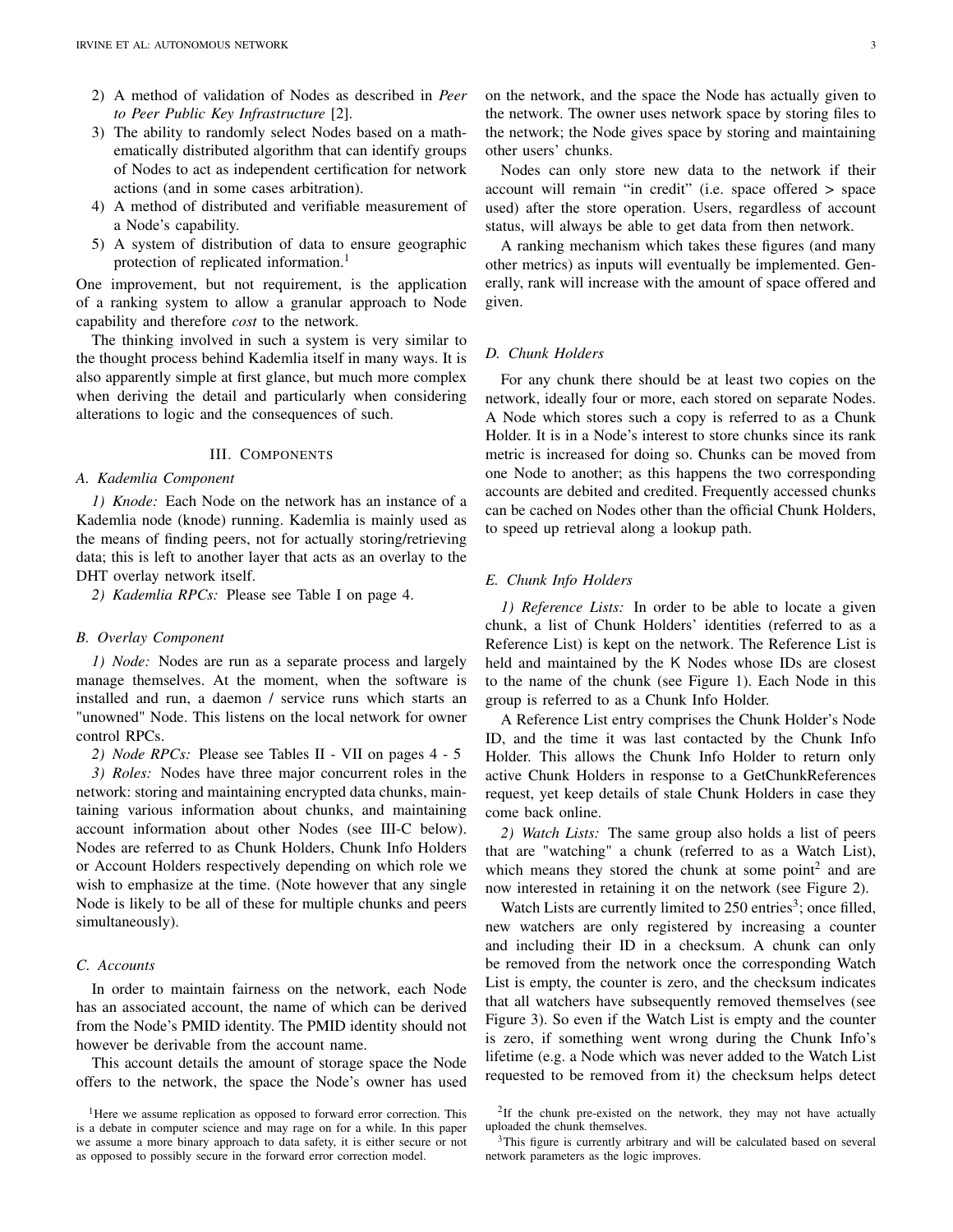2) A method of validation of Nodes as described in *Peer to Peer Public Key Infrastructure* [2].
3) The ability to randomly select Nodes based on a mathematically distributed algorithm that can identify groups of Nodes to act as independent certification for network actions (and in some cases arbitration).
4) A method of distributed and verifiable measurement of a Node's capability.
5) A system of distribution of data to ensure geographic protection of replicated information.[1]

One improvement, but not requirement, is the application of a ranking system to allow a granular approach to Node capability and therefore *cost* to the network.

The thinking involved in such a system is very similar to the thought process behind Kademlia itself in many ways. It is also apparently simple at first glance, but much more complex when deriving the detail and particularly when considering alterations to logic and the consequences of such.

## III. Components

### A. Kademlia Component

*1) Knode:* Each Node on the network has an instance of a Kademlia node (knode) running. Kademlia is mainly used as the means of finding peers, not for actually storing/retrieving data; this is left to another layer that acts as an overlay to the DHT overlay network itself.

*2) Kademlia RPCs:* Please see Table I on page 4.

### B. Overlay Component

*1) Node:* Nodes are run as a separate process and largely manage themselves. At the moment, when the software is installed and run, a daemon / service runs which starts an "unowned" Node. This listens on the local network for owner control RPCs.

*2) Node RPCs:* Please see Tables II - VII on pages 4 - 5

*3) Roles:* Nodes have three major concurrent roles in the network: storing and maintaining encrypted data chunks, maintaining various information about chunks, and maintaining account information about other Nodes (see III-C below). Nodes are referred to as Chunk Holders, Chunk Info Holders or Account Holders respectively depending on which role we wish to emphasize at the time. (Note however that any single Node is likely to be all of these for multiple chunks and peers simultaneously).

### C. Accounts

In order to maintain fairness on the network, each Node has an associated account, the name of which can be derived from the Node's PMID identity. The PMID identity should not however be derivable from the account name.

This account details the amount of storage space the Node offers to the network, the space the Node's owner has used on the network, and the space the Node has actually given to the network. The owner uses network space by storing files to the network; the Node gives space by storing and maintaining other users' chunks.

Nodes can only store new data to the network if their account will remain "in credit" (i.e. space offered > space used) after the store operation. Users, regardless of account status, will always be able to get data from then network.

A ranking mechanism which takes these figures (and many other metrics) as inputs will eventually be implemented. Generally, rank will increase with the amount of space offered and given.

### D. Chunk Holders

For any chunk there should be at least two copies on the network, ideally four or more, each stored on separate Nodes. A Node which stores such a copy is referred to as a Chunk Holder. It is in a Node's interest to store chunks since its rank metric is increased for doing so. Chunks can be moved from one Node to another; as this happens the two corresponding accounts are debited and credited. Frequently accessed chunks can be cached on Nodes other than the official Chunk Holders, to speed up retrieval along a lookup path.

### E. Chunk Info Holders

*1) Reference Lists:* In order to be able to locate a given chunk, a list of Chunk Holders' identities (referred to as a Reference List) is kept on the network. The Reference List is held and maintained by the K Nodes whose IDs are closest to the name of the chunk (see Figure 1). Each Node in this group is referred to as a Chunk Info Holder.

A Reference List entry comprises the Chunk Holder's Node ID, and the time it was last contacted by the Chunk Info Holder. This allows the Chunk Info Holder to return only active Chunk Holders in response to a GetChunkReferences request, yet keep details of stale Chunk Holders in case they come back online.

*2) Watch Lists:* The same group also holds a list of peers that are "watching" a chunk (referred to as a Watch List), which means they stored the chunk at some point[2] and are now interested in retaining it on the network (see Figure 2).

Watch Lists are currently limited to 250 entries[3]; once filled, new watchers are only registered by increasing a counter and including their ID in a checksum. A chunk can only be removed from the network once the corresponding Watch List is empty, the counter is zero, and the checksum indicates that all watchers have subsequently removed themselves (see Figure 3). So even if the Watch List is empty and the counter is zero, if something went wrong during the Chunk Info's lifetime (e.g. a Node which was never added to the Watch List requested to be removed from it) the checksum helps detect

[1]Here we assume replication as opposed to forward error correction. This is a debate in computer science and may rage on for a while. In this paper we assume a more binary approach to data safety, it is either secure or not as opposed to possibly secure in the forward error correction model.

[2]If the chunk pre-existed on the network, they may not have actually uploaded the chunk themselves.

[3]This figure is currently arbitrary and will be calculated based on several network parameters as the logic improves.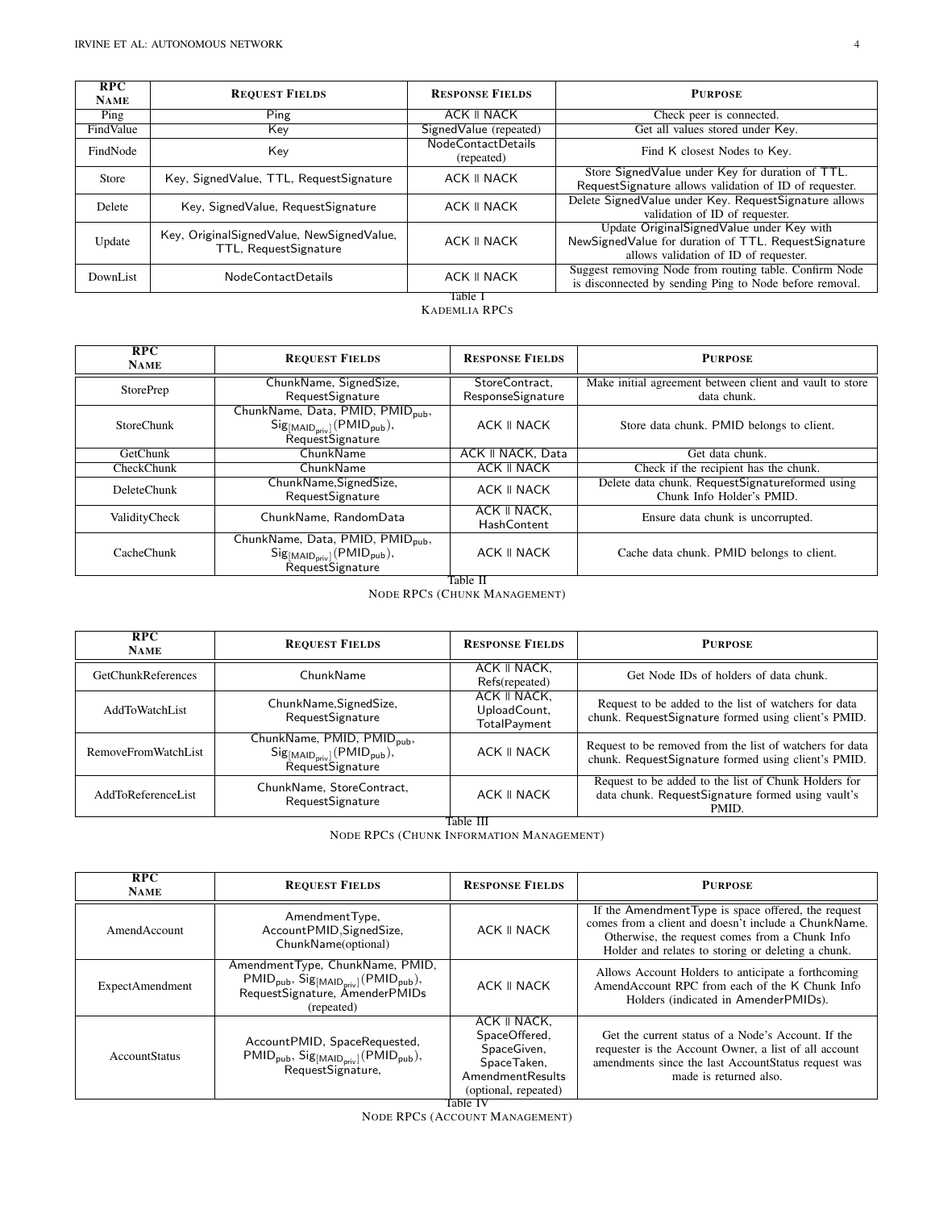| RPC Name | Request Fields | Response Fields | Purpose |
|---|---|---|---|
| Ping | Ping | ACK ‖ NACK | Check peer is connected. |
| FindValue | Key | SignedValue (repeated) | Get all values stored under Key. |
| FindNode | Key | NodeContactDetails (repeated) | Find K closest Nodes to Key. |
| Store | Key, SignedValue, TTL, RequestSignature | ACK ‖ NACK | Store SignedValue under Key for duration of TTL. RequestSignature allows validation of ID of requester. |
| Delete | Key, SignedValue, RequestSignature | ACK ‖ NACK | Delete SignedValue under Key. RequestSignature allows validation of ID of requester. |
| Update | Key, OriginalSignedValue, NewSignedValue, TTL, RequestSignature | ACK ‖ NACK | Update OriginalSignedValue under Key with NewSignedValue for duration of TTL. RequestSignature allows validation of ID of requester. |
| DownList | NodeContactDetails | ACK ‖ NACK | Suggest removing Node from routing table. Confirm Node is disconnected by sending Ping to Node before removal. |

Table I
KADEMLIA RPCS

| RPC Name | Request Fields | Response Fields | Purpose |
|---|---|---|---|
| StorePrep | ChunkName, SignedSize, RequestSignature | StoreContract, ResponseSignature | Make initial agreement between client and vault to store data chunk. |
| StoreChunk | ChunkName, Data, PMID, $PMID_{pub}$, $Sig_{[MAID_{priv}]}(PMID_{pub})$, RequestSignature | ACK ‖ NACK | Store data chunk. PMID belongs to client. |
| GetChunk | ChunkName | ACK ‖ NACK, Data | Get data chunk. |
| CheckChunk | ChunkName | ACK ‖ NACK | Check if the recipient has the chunk. |
| DeleteChunk | ChunkName,SignedSize, RequestSignature | ACK ‖ NACK | Delete data chunk. RequestSignatureformed using Chunk Info Holder's PMID. |
| ValidityCheck | ChunkName, RandomData | ACK ‖ NACK, HashContent | Ensure data chunk is uncorrupted. |
| CacheChunk | ChunkName, Data, PMID, $PMID_{pub}$, $Sig_{[MAID_{priv}]}(PMID_{pub})$, RequestSignature | ACK ‖ NACK | Cache data chunk. PMID belongs to client. |

Table II
NODE RPCS (CHUNK MANAGEMENT)

| RPC Name | Request Fields | Response Fields | Purpose |
|---|---|---|---|
| GetChunkReferences | ChunkName | ACK ‖ NACK, Refs(repeated) | Get Node IDs of holders of data chunk. |
| AddToWatchList | ChunkName,SignedSize, RequestSignature | ACK ‖ NACK, UploadCount, TotalPayment | Request to be added to the list of watchers for data chunk. RequestSignature formed using client's PMID. |
| RemoveFromWatchList | ChunkName, PMID, $PMID_{pub}$, $Sig_{[MAID_{priv}]}(PMID_{pub})$, RequestSignature | ACK ‖ NACK | Request to be removed from the list of watchers for data chunk. RequestSignature formed using client's PMID. |
| AddToReferenceList | ChunkName, StoreContract, RequestSignature | ACK ‖ NACK | Request to be added to the list of Chunk Holders for data chunk. RequestSignature formed using vault's PMID. |

Table III
NODE RPCS (CHUNK INFORMATION MANAGEMENT)

| RPC Name | Request Fields | Response Fields | Purpose |
|---|---|---|---|
| AmendAccount | AmendmentType, AccountPMID,SignedSize, ChunkName(optional) | ACK ‖ NACK | If the AmendmentType is space offered, the request comes from a client and doesn't include a ChunkName. Otherwise, the request comes from a Chunk Info Holder and relates to storing or deleting a chunk. |
| ExpectAmendment | AmendmentType, ChunkName, PMID, $PMID_{pub}$, $Sig_{[MAID_{priv}]}(PMID_{pub})$, RequestSignature, AmenderPMIDs (repeated) | ACK ‖ NACK | Allows Account Holders to anticipate a forthcoming AmendAccount RPC from each of the K Chunk Info Holders (indicated in AmenderPMIDs). |
| AccountStatus | AccountPMID, SpaceRequested, $PMID_{pub}$, $Sig_{[MAID_{priv}]}(PMID_{pub})$, RequestSignature, | ACK ‖ NACK, SpaceOffered, SpaceGiven, SpaceTaken, AmendmentResults (optional, repeated) | Get the current status of a Node's Account. If the requester is the Account Owner, a list of all account amendments since the last AccountStatus request was made is returned also. |

Table IV
NODE RPCS (ACCOUNT MANAGEMENT)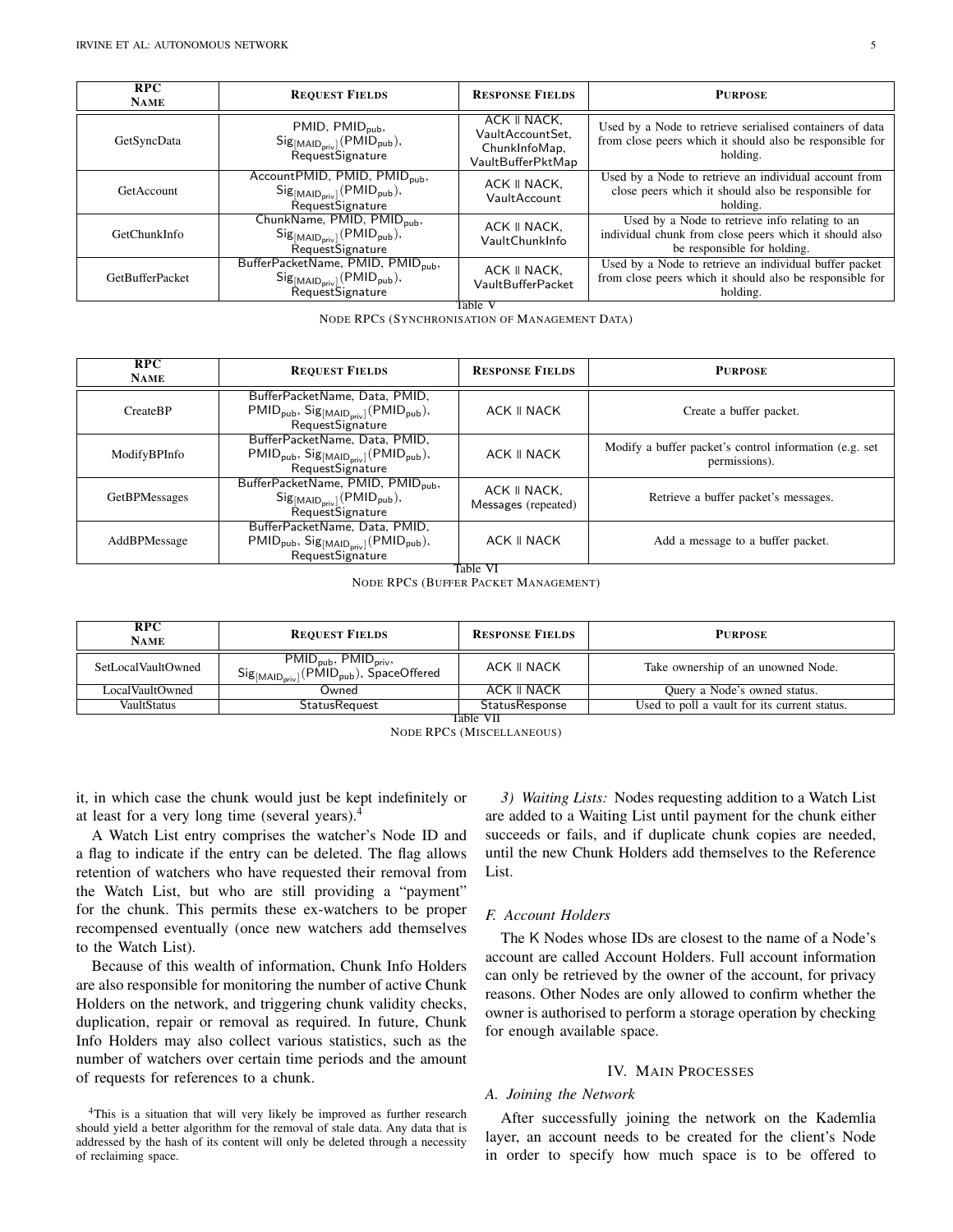| RPC Name | Request Fields | Response Fields | Purpose |
|---|---|---|---|
| GetSyncData | PMID, $\text{PMID}_{\text{pub}}$, $\text{Sig}_{[\text{MAID}_{\text{priv}}]}(\text{PMID}_{\text{pub}})$, RequestSignature | ACK ‖ NACK, VaultAccountSet, ChunkInfoMap, VaultBufferPktMap | Used by a Node to retrieve serialised containers of data from close peers which it should also be responsible for holding. |
| GetAccount | AccountPMID, PMID, $\text{PMID}_{\text{pub}}$, $\text{Sig}_{[\text{MAID}_{\text{priv}}]}(\text{PMID}_{\text{pub}})$, RequestSignature | ACK ‖ NACK, VaultAccount | Used by a Node to retrieve an individual account from close peers which it should also be responsible for holding. |
| GetChunkInfo | ChunkName, PMID, $\text{PMID}_{\text{pub}}$, $\text{Sig}_{[\text{MAID}_{\text{priv}}]}(\text{PMID}_{\text{pub}})$, RequestSignature | ACK ‖ NACK, VaultChunkInfo | Used by a Node to retrieve info relating to an individual chunk from close peers which it should also be responsible for holding. |
| GetBufferPacket | BufferPacketName, PMID, $\text{PMID}_{\text{pub}}$, $\text{Sig}_{[\text{MAID}_{\text{priv}}]}(\text{PMID}_{\text{pub}})$, RequestSignature | ACK ‖ NACK, VaultBufferPacket | Used by a Node to retrieve an individual buffer packet from close peers which it should also be responsible for holding. |

Table V
NODE RPCS (SYNCHRONISATION OF MANAGEMENT DATA)

| RPC Name | Request Fields | Response Fields | Purpose |
|---|---|---|---|
| CreateBP | BufferPacketName, Data, PMID, $\text{PMID}_{\text{pub}}$, $\text{Sig}_{[\text{MAID}_{\text{priv}}]}(\text{PMID}_{\text{pub}})$, RequestSignature | ACK ‖ NACK | Create a buffer packet. |
| ModifyBPInfo | BufferPacketName, Data, PMID, $\text{PMID}_{\text{pub}}$, $\text{Sig}_{[\text{MAID}_{\text{priv}}]}(\text{PMID}_{\text{pub}})$, RequestSignature | ACK ‖ NACK | Modify a buffer packet's control information (e.g. set permissions). |
| GetBPMessages | BufferPacketName, PMID, $\text{PMID}_{\text{pub}}$, $\text{Sig}_{[\text{MAID}_{\text{priv}}]}(\text{PMID}_{\text{pub}})$, RequestSignature | ACK ‖ NACK, Messages (repeated) | Retrieve a buffer packet's messages. |
| AddBPMessage | BufferPacketName, Data, PMID, $\text{PMID}_{\text{pub}}$, $\text{Sig}_{[\text{MAID}_{\text{priv}}]}(\text{PMID}_{\text{pub}})$, RequestSignature | ACK ‖ NACK | Add a message to a buffer packet. |

Table VI
NODE RPCS (BUFFER PACKET MANAGEMENT)

| RPC Name | Request Fields | Response Fields | Purpose |
|---|---|---|---|
| SetLocalVaultOwned | $\text{PMID}_{\text{pub}}$, $\text{PMID}_{\text{priv}}$, $\text{Sig}_{[\text{MAID}_{\text{priv}}]}(\text{PMID}_{\text{pub}})$, SpaceOffered | ACK ‖ NACK | Take ownership of an unowned Node. |
| LocalVaultOwned | Owned | ACK ‖ NACK | Query a Node's owned status. |
| VaultStatus | StatusRequest | StatusResponse | Used to poll a vault for its current status. |

Table VII
NODE RPCS (MISCELLANEOUS)

it, in which case the chunk would just be kept indefinitely or at least for a very long time (several years).[4]

A Watch List entry comprises the watcher's Node ID and a flag to indicate if the entry can be deleted. The flag allows retention of watchers who have requested their removal from the Watch List, but who are still providing a "payment" for the chunk. This permits these ex-watchers to be proper recompensed eventually (once new watchers add themselves to the Watch List).

Because of this wealth of information, Chunk Info Holders are also responsible for monitoring the number of active Chunk Holders on the network, and triggering chunk validity checks, duplication, repair or removal as required. In future, Chunk Info Holders may also collect various statistics, such as the number of watchers over certain time periods and the amount of requests for references to a chunk.

[4]This is a situation that will very likely be improved as further research should yield a better algorithm for the removal of stale data. Any data that is addressed by the hash of its content will only be deleted through a necessity of reclaiming space.

*3) Waiting Lists:* Nodes requesting addition to a Watch List are added to a Waiting List until payment for the chunk either succeeds or fails, and if duplicate chunk copies are needed, until the new Chunk Holders add themselves to the Reference List.

### F. Account Holders

The K Nodes whose IDs are closest to the name of a Node's account are called Account Holders. Full account information can only be retrieved by the owner of the account, for privacy reasons. Other Nodes are only allowed to confirm whether the owner is authorised to perform a storage operation by checking for enough available space.

## IV. Main Processes

### A. Joining the Network

After successfully joining the network on the Kademlia layer, an account needs to be created for the client's Node in order to specify how much space is to be offered to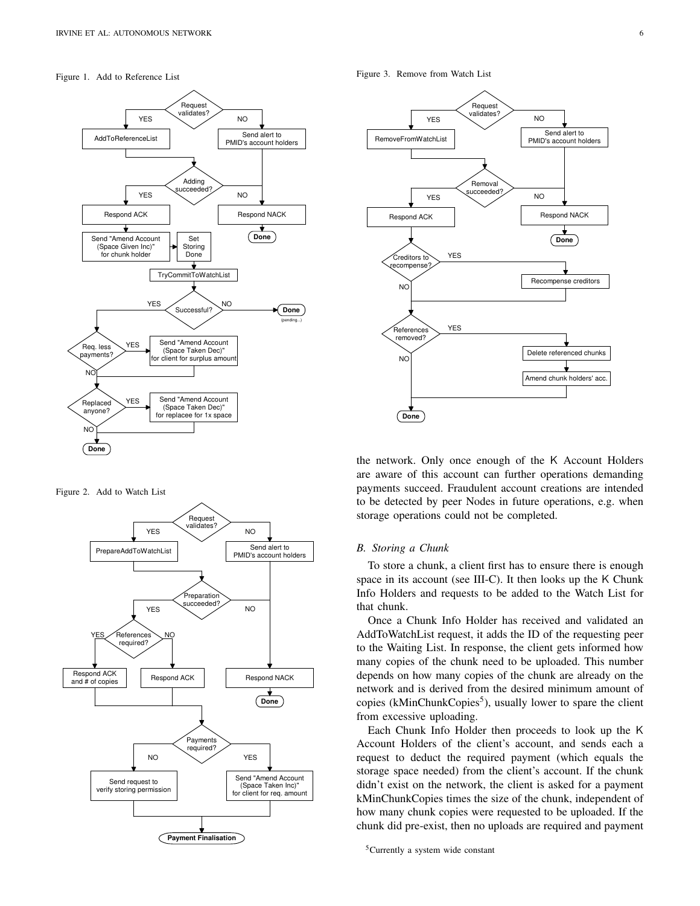Figure 1. Add to Reference List

Figure 2. Add to Watch List

Figure 3. Remove from Watch List

the network. Only once enough of the K Account Holders are aware of this account can further operations demanding payments succeed. Fraudulent account creations are intended to be detected by peer Nodes in future operations, e.g. when storage operations could not be completed.

### B. Storing a Chunk

To store a chunk, a client first has to ensure there is enough space in its account (see III-C). It then looks up the K Chunk Info Holders and requests to be added to the Watch List for that chunk.

Once a Chunk Info Holder has received and validated an AddToWatchList request, it adds the ID of the requesting peer to the Waiting List. In response, the client gets informed how many copies of the chunk need to be uploaded. This number depends on how many copies of the chunk are already on the network and is derived from the desired minimum amount of copies (kMinChunkCopies[5]), usually lower to spare the client from excessive uploading.

Each Chunk Info Holder then proceeds to look up the K Account Holders of the client's account, and sends each a request to deduct the required payment (which equals the storage space needed) from the client's account. If the chunk didn't exist on the network, the client is asked for a payment kMinChunkCopies times the size of the chunk, independent of how many chunk copies were requested to be uploaded. If the chunk did pre-exist, then no uploads are required and payment

[5] Currently a system wide constant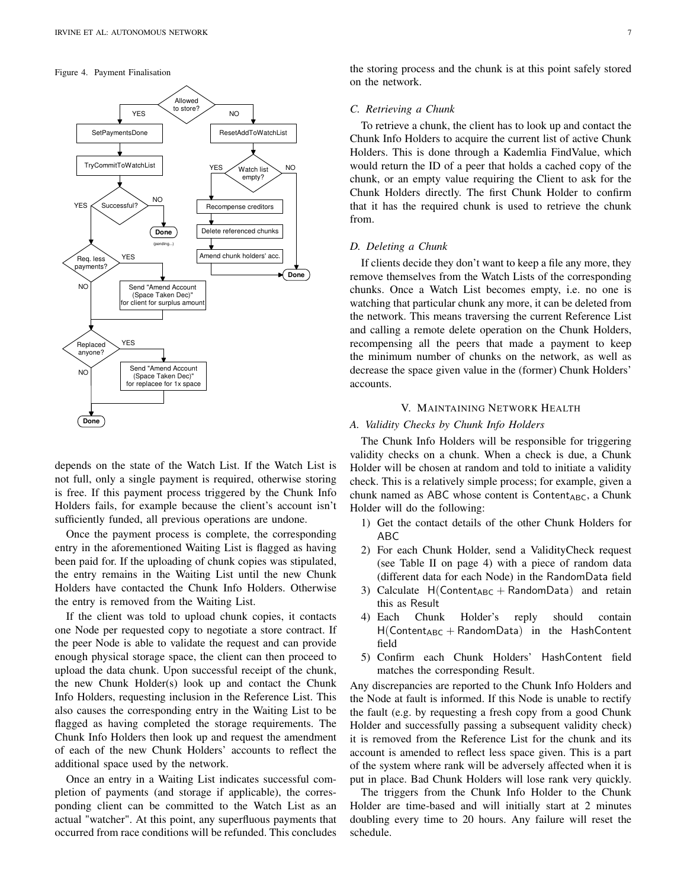Figure 4. Payment Finalisation

depends on the state of the Watch List. If the Watch List is not full, only a single payment is required, otherwise storing is free. If this payment process triggered by the Chunk Info Holders fails, for example because the client's account isn't sufficiently funded, all previous operations are undone.

Once the payment process is complete, the corresponding entry in the aforementioned Waiting List is flagged as having been paid for. If the uploading of chunk copies was stipulated, the entry remains in the Waiting List until the new Chunk Holders have contacted the Chunk Info Holders. Otherwise the entry is removed from the Waiting List.

If the client was told to upload chunk copies, it contacts one Node per requested copy to negotiate a store contract. If the peer Node is able to validate the request and can provide enough physical storage space, the client can then proceed to upload the data chunk. Upon successful receipt of the chunk, the new Chunk Holder(s) look up and contact the Chunk Info Holders, requesting inclusion in the Reference List. This also causes the corresponding entry in the Waiting List to be flagged as having completed the storage requirements. The Chunk Info Holders then look up and request the amendment of each of the new Chunk Holders' accounts to reflect the additional space used by the network.

Once an entry in a Waiting List indicates successful completion of payments (and storage if applicable), the corresponding client can be committed to the Watch List as an actual "watcher". At this point, any superfluous payments that occurred from race conditions will be refunded. This concludes the storing process and the chunk is at this point safely stored on the network.

### C. Retrieving a Chunk

To retrieve a chunk, the client has to look up and contact the Chunk Info Holders to acquire the current list of active Chunk Holders. This is done through a Kademlia FindValue, which would return the ID of a peer that holds a cached copy of the chunk, or an empty value requiring the Client to ask for the Chunk Holders directly. The first Chunk Holder to confirm that it has the required chunk is used to retrieve the chunk from.

### D. Deleting a Chunk

If clients decide they don't want to keep a file any more, they remove themselves from the Watch Lists of the corresponding chunks. Once a Watch List becomes empty, i.e. no one is watching that particular chunk any more, it can be deleted from the network. This means traversing the current Reference List and calling a remote delete operation on the Chunk Holders, recompensing all the peers that made a payment to keep the minimum number of chunks on the network, as well as decrease the space given value in the (former) Chunk Holders' accounts.

## V. Maintaining Network Health

### A. Validity Checks by Chunk Info Holders

The Chunk Info Holders will be responsible for triggering validity checks on a chunk. When a check is due, a Chunk Holder will be chosen at random and told to initiate a validity check. This is a relatively simple process; for example, given a chunk named as ABC whose content is $\mathsf{Content}_{\mathsf{ABC}}$, a Chunk Holder will do the following:

1) Get the contact details of the other Chunk Holders for ABC
2) For each Chunk Holder, send a ValidityCheck request (see Table II on page 4) with a piece of random data (different data for each Node) in the RandomData field
3) Calculate $\mathsf{H}(\mathsf{Content}_{\mathsf{ABC}} + \mathsf{RandomData})$ and retain this as Result
4) Each Chunk Holder's reply should contain $\mathsf{H}(\mathsf{Content}_{\mathsf{ABC}} + \mathsf{RandomData})$ in the HashContent field
5) Confirm each Chunk Holders' HashContent field matches the corresponding Result.

Any discrepancies are reported to the Chunk Info Holders and the Node at fault is informed. If this Node is unable to rectify the fault (e.g. by requesting a fresh copy from a good Chunk Holder and successfully passing a subsequent validity check) it is removed from the Reference List for the chunk and its account is amended to reflect less space given. This is a part of the system where rank will be adversely affected when it is put in place. Bad Chunk Holders will lose rank very quickly.

The triggers from the Chunk Info Holder to the Chunk Holder are time-based and will initially start at 2 minutes doubling every time to 20 hours. Any failure will reset the schedule.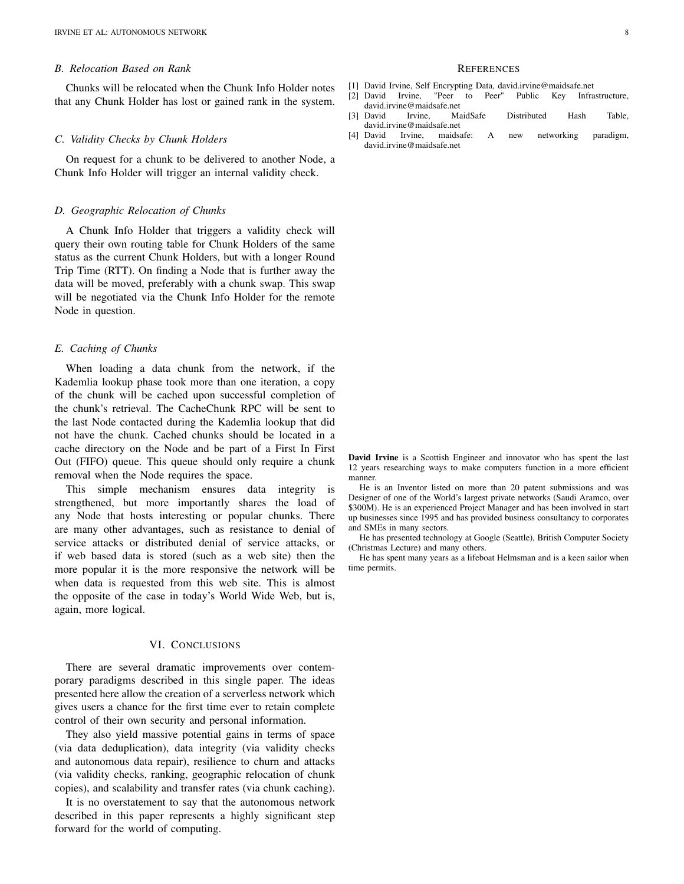### B. Relocation Based on Rank

Chunks will be relocated when the Chunk Info Holder notes that any Chunk Holder has lost or gained rank in the system.

### C. Validity Checks by Chunk Holders

On request for a chunk to be delivered to another Node, a Chunk Info Holder will trigger an internal validity check.

### D. Geographic Relocation of Chunks

A Chunk Info Holder that triggers a validity check will query their own routing table for Chunk Holders of the same status as the current Chunk Holders, but with a longer Round Trip Time (RTT). On finding a Node that is further away the data will be moved, preferably with a chunk swap. This swap will be negotiated via the Chunk Info Holder for the remote Node in question.

### E. Caching of Chunks

When loading a data chunk from the network, if the Kademlia lookup phase took more than one iteration, a copy of the chunk will be cached upon successful completion of the chunk's retrieval. The CacheChunk RPC will be sent to the last Node contacted during the Kademlia lookup that did not have the chunk. Cached chunks should be located in a cache directory on the Node and be part of a First In First Out (FIFO) queue. This queue should only require a chunk removal when the Node requires the space.

This simple mechanism ensures data integrity is strengthened, but more importantly shares the load of any Node that hosts interesting or popular chunks. There are many other advantages, such as resistance to denial of service attacks or distributed denial of service attacks, or if web based data is stored (such as a web site) then the more popular it is the more responsive the network will be when data is requested from this web site. This is almost the opposite of the case in today's World Wide Web, but is, again, more logical.

## VI. Conclusions

There are several dramatic improvements over contemporary paradigms described in this single paper. The ideas presented here allow the creation of a serverless network which gives users a chance for the first time ever to retain complete control of their own security and personal information.

They also yield massive potential gains in terms of space (via data deduplication), data integrity (via validity checks and autonomous data repair), resilience to churn and attacks (via validity checks, ranking, geographic relocation of chunk copies), and scalability and transfer rates (via chunk caching).

It is no overstatement to say that the autonomous network described in this paper represents a highly significant step forward for the world of computing.

## References

[1] David Irvine, Self Encrypting Data, david.irvine@maidsafe.net

[2] David Irvine, "Peer to Peer" Public Key Infrastructure, david.irvine@maidsafe.net

[3] David Irvine, MaidSafe Distributed Hash Table, david.irvine@maidsafe.net

[4] David Irvine, maidsafe: A new networking paradigm, david.irvine@maidsafe.net

**David Irvine** is a Scottish Engineer and innovator who has spent the last 12 years researching ways to make computers function in a more efficient manner.

He is an Inventor listed on more than 20 patent submissions and was Designer of one of the World's largest private networks (Saudi Aramco, over $300M). He is an experienced Project Manager and has been involved in start up businesses since 1995 and has provided business consultancy to corporates and SMEs in many sectors.

He has presented technology at Google (Seattle), British Computer Society (Christmas Lecture) and many others.

He has spent many years as a lifeboat Helmsman and is a keen sailor when time permits.